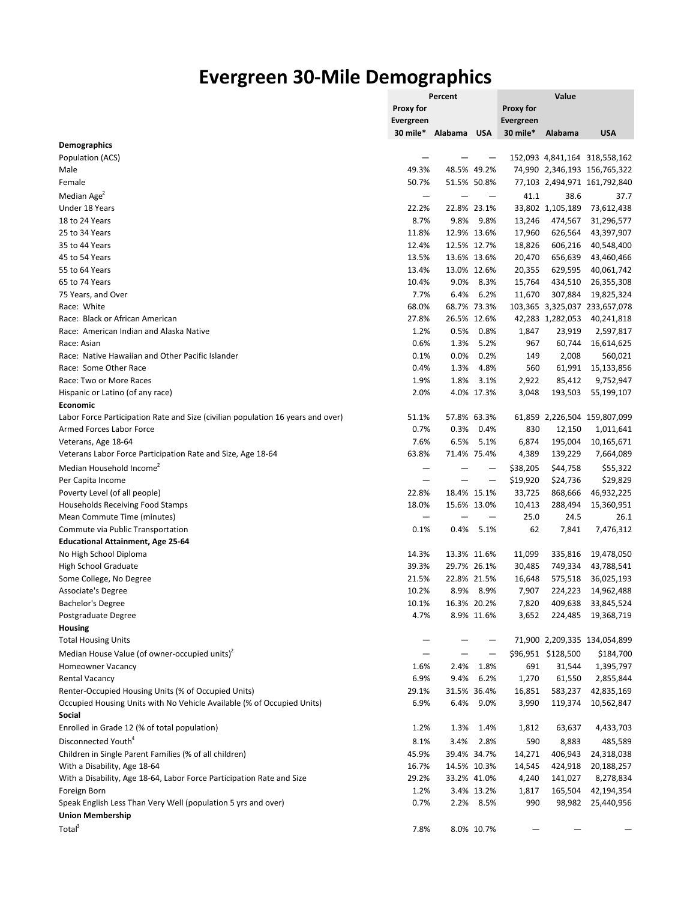# Evergreen 30-Mile Demographics

| | Percent | | | Value | | |
|---|---|---|---|---|---|---|
| | Proxy for Evergreen 30 mile* | Alabama | USA | Proxy for Evergreen 30 mile* | Alabama | USA |
| **Demographics** | | | | | | |
| Population (ACS) | — | — | — | 152,093 | 4,841,164 | 318,558,162 |
| Male | 49.3% | 48.5% | 49.2% | 74,990 | 2,346,193 | 156,765,322 |
| Female | 50.7% | 51.5% | 50.8% | 77,103 | 2,494,971 | 161,792,840 |
| Median Age[2] | — | — | — | 41.1 | 38.6 | 37.7 |
| Under 18 Years | 22.2% | 22.8% | 23.1% | 33,802 | 1,105,189 | 73,612,438 |
| 18 to 24 Years | 8.7% | 9.8% | 9.8% | 13,246 | 474,567 | 31,296,577 |
| 25 to 34 Years | 11.8% | 12.9% | 13.6% | 17,960 | 626,564 | 43,397,907 |
| 35 to 44 Years | 12.4% | 12.5% | 12.7% | 18,826 | 606,216 | 40,548,400 |
| 45 to 54 Years | 13.5% | 13.6% | 13.6% | 20,470 | 656,639 | 43,460,466 |
| 55 to 64 Years | 13.4% | 13.0% | 12.6% | 20,355 | 629,595 | 40,061,742 |
| 65 to 74 Years | 10.4% | 9.0% | 8.3% | 15,764 | 434,510 | 26,355,308 |
| 75 Years, and Over | 7.7% | 6.4% | 6.2% | 11,670 | 307,884 | 19,825,324 |
| Race: White | 68.0% | 68.7% | 73.3% | 103,365 | 3,325,037 | 233,657,078 |
| Race: Black or African American | 27.8% | 26.5% | 12.6% | 42,283 | 1,282,053 | 40,241,818 |
| Race: American Indian and Alaska Native | 1.2% | 0.5% | 0.8% | 1,847 | 23,919 | 2,597,817 |
| Race: Asian | 0.6% | 1.3% | 5.2% | 967 | 60,744 | 16,614,625 |
| Race: Native Hawaiian and Other Pacific Islander | 0.1% | 0.0% | 0.2% | 149 | 2,008 | 560,021 |
| Race: Some Other Race | 0.4% | 1.3% | 4.8% | 560 | 61,991 | 15,133,856 |
| Race: Two or More Races | 1.9% | 1.8% | 3.1% | 2,922 | 85,412 | 9,752,947 |
| Hispanic or Latino (of any race) | 2.0% | 4.0% | 17.3% | 3,048 | 193,503 | 55,199,107 |
| **Economic** | | | | | | |
| Labor Force Participation Rate and Size (civilian population 16 years and over) | 51.1% | 57.8% | 63.3% | 61,859 | 2,226,504 | 159,807,099 |
| Armed Forces Labor Force | 0.7% | 0.3% | 0.4% | 830 | 12,150 | 1,011,641 |
| Veterans, Age 18-64 | 7.6% | 6.5% | 5.1% | 6,874 | 195,004 | 10,165,671 |
| Veterans Labor Force Participation Rate and Size, Age 18-64 | 63.8% | 71.4% | 75.4% | 4,389 | 139,229 | 7,664,089 |
| Median Household Income[2] | — | — | — | $38,205 | $44,758 | $55,322 |
| Per Capita Income | — | — | — | $19,920 | $24,736 | $29,829 |
| Poverty Level (of all people) | 22.8% | 18.4% | 15.1% | 33,725 | 868,666 | 46,932,225 |
| Households Receiving Food Stamps | 18.0% | 15.6% | 13.0% | 10,413 | 288,494 | 15,360,951 |
| Mean Commute Time (minutes) | — | — | — | 25.0 | 24.5 | 26.1 |
| Commute via Public Transportation | 0.1% | 0.4% | 5.1% | 62 | 7,841 | 7,476,312 |
| **Educational Attainment, Age 25-64** | | | | | | |
| No High School Diploma | 14.3% | 13.3% | 11.6% | 11,099 | 335,816 | 19,478,050 |
| High School Graduate | 39.3% | 29.7% | 26.1% | 30,485 | 749,334 | 43,788,541 |
| Some College, No Degree | 21.5% | 22.8% | 21.5% | 16,648 | 575,518 | 36,025,193 |
| Associate's Degree | 10.2% | 8.9% | 8.9% | 7,907 | 224,223 | 14,962,488 |
| Bachelor's Degree | 10.1% | 16.3% | 20.2% | 7,820 | 409,638 | 33,845,524 |
| Postgraduate Degree | 4.7% | 8.9% | 11.6% | 3,652 | 224,485 | 19,368,719 |
| **Housing** | | | | | | |
| Total Housing Units | — | — | — | 71,900 | 2,209,335 | 134,054,899 |
| Median House Value (of owner-occupied units)[2] | — | — | — | $96,951 | $128,500 | $184,700 |
| Homeowner Vacancy | 1.6% | 2.4% | 1.8% | 691 | 31,544 | 1,395,797 |
| Rental Vacancy | 6.9% | 9.4% | 6.2% | 1,270 | 61,550 | 2,855,844 |
| Renter-Occupied Housing Units (% of Occupied Units) | 29.1% | 31.5% | 36.4% | 16,851 | 583,237 | 42,835,169 |
| Occupied Housing Units with No Vehicle Available (% of Occupied Units) | 6.9% | 6.4% | 9.0% | 3,990 | 119,374 | 10,562,847 |
| **Social** | | | | | | |
| Enrolled in Grade 12 (% of total population) | 1.2% | 1.3% | 1.4% | 1,812 | 63,637 | 4,433,703 |
| Disconnected Youth[4] | 8.1% | 3.4% | 2.8% | 590 | 8,883 | 485,589 |
| Children in Single Parent Families (% of all children) | 45.9% | 39.4% | 34.7% | 14,271 | 406,943 | 24,318,038 |
| With a Disability, Age 18-64 | 16.7% | 14.5% | 10.3% | 14,545 | 424,918 | 20,188,257 |
| With a Disability, Age 18-64, Labor Force Participation Rate and Size | 29.2% | 33.2% | 41.0% | 4,240 | 141,027 | 8,278,834 |
| Foreign Born | 1.2% | 3.4% | 13.2% | 1,817 | 165,504 | 42,194,354 |
| Speak English Less Than Very Well (population 5 yrs and over) | 0.7% | 2.2% | 8.5% | 990 | 98,982 | 25,440,956 |
| **Union Membership** | | | | | | |
| Total[3] | 7.8% | 8.0% | 10.7% | — | — | — |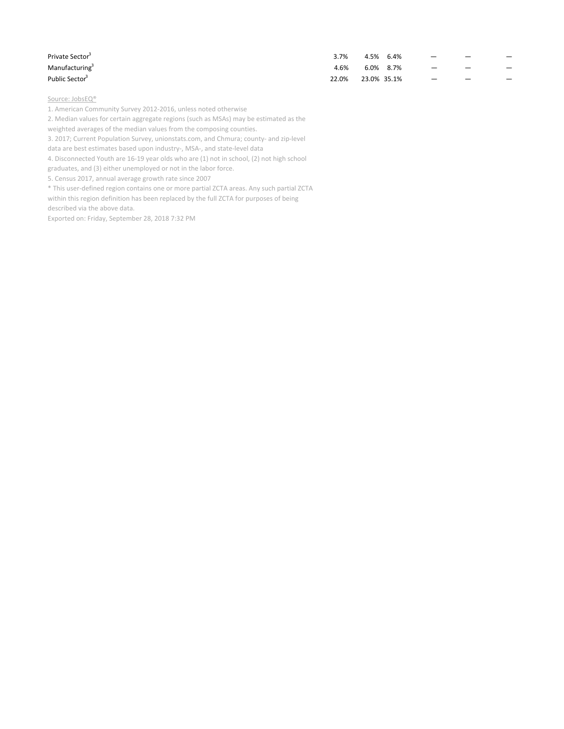| | | | | | | |
|---|---|---|---|---|---|---|
| Private Sector[3] | 3.7% | 4.5% | 6.4% | — | — | — |
| Manufacturing[3] | 4.6% | 6.0% | 8.7% | — | — | — |
| Public Sector[3] | 22.0% | 23.0% | 35.1% | — | — | — |

Source: JobsEQ®

1. American Community Survey 2012-2016, unless noted otherwise
2. Median values for certain aggregate regions (such as MSAs) may be estimated as the weighted averages of the median values from the composing counties.
3. 2017; Current Population Survey, unionstats.com, and Chmura; county- and zip-level data are best estimates based upon industry-, MSA-, and state-level data
4. Disconnected Youth are 16-19 year olds who are (1) not in school, (2) not high school graduates, and (3) either unemployed or not in the labor force.
5. Census 2017, annual average growth rate since 2007

* This user-defined region contains one or more partial ZCTA areas. Any such partial ZCTA within this region definition has been replaced by the full ZCTA for purposes of being described via the above data.

Exported on: Friday, September 28, 2018 7:32 PM